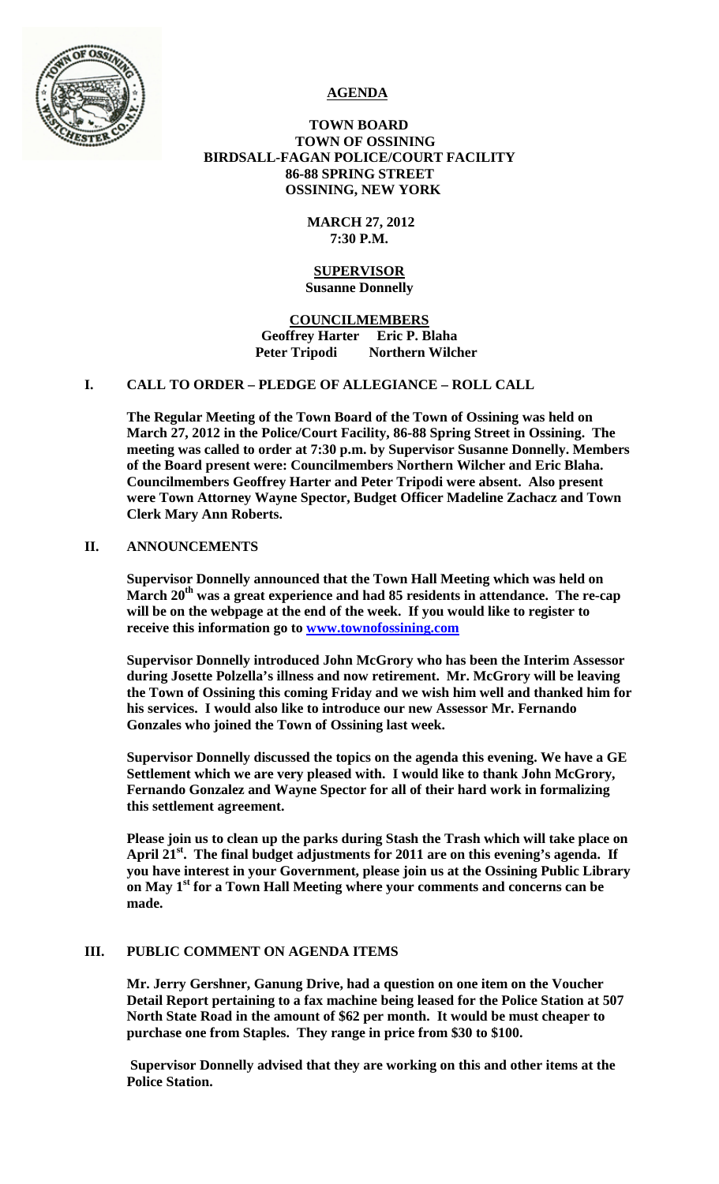# AGENDA

**TOWN BOARD**
**TOWN OF OSSINING**
**BIRDSALL-FAGAN POLICE/COURT FACILITY**
**86-88 SPRING STREET**
**OSSINING, NEW YORK**

**MARCH 27, 2012**
**7:30 P.M.**

## SUPERVISOR
**Susanne Donnelly**

## COUNCILMEMBERS
**Geoffrey Harter Eric P. Blaha**
**Peter Tripodi Northern Wilcher**

## I. CALL TO ORDER – PLEDGE OF ALLEGIANCE – ROLL CALL

**The Regular Meeting of the Town Board of the Town of Ossining was held on March 27, 2012 in the Police/Court Facility, 86-88 Spring Street in Ossining. The meeting was called to order at 7:30 p.m. by Supervisor Susanne Donnelly. Members of the Board present were: Councilmembers Northern Wilcher and Eric Blaha. Councilmembers Geoffrey Harter and Peter Tripodi were absent. Also present were Town Attorney Wayne Spector, Budget Officer Madeline Zachacz and Town Clerk Mary Ann Roberts.**

## II. ANNOUNCEMENTS

**Supervisor Donnelly announced that the Town Hall Meeting which was held on March 20th was a great experience and had 85 residents in attendance. The re-cap will be on the webpage at the end of the week. If you would like to register to receive this information go to [www.townofossining.com](www.townofossining.com)**

**Supervisor Donnelly introduced John McGrory who has been the Interim Assessor during Josette Polzella's illness and now retirement. Mr. McGrory will be leaving the Town of Ossining this coming Friday and we wish him well and thanked him for his services. I would also like to introduce our new Assessor Mr. Fernando Gonzales who joined the Town of Ossining last week.**

**Supervisor Donnelly discussed the topics on the agenda this evening. We have a GE Settlement which we are very pleased with. I would like to thank John McGrory, Fernando Gonzalez and Wayne Spector for all of their hard work in formalizing this settlement agreement.**

**Please join us to clean up the parks during Stash the Trash which will take place on April 21st. The final budget adjustments for 2011 are on this evening's agenda. If you have interest in your Government, please join us at the Ossining Public Library on May 1st for a Town Hall Meeting where your comments and concerns can be made.**

## III. PUBLIC COMMENT ON AGENDA ITEMS

**Mr. Jerry Gershner, Ganung Drive, had a question on one item on the Voucher Detail Report pertaining to a fax machine being leased for the Police Station at 507 North State Road in the amount of $62 per month. It would be must cheaper to purchase one from Staples. They range in price from $30 to $100.**

**Supervisor Donnelly advised that they are working on this and other items at the Police Station.**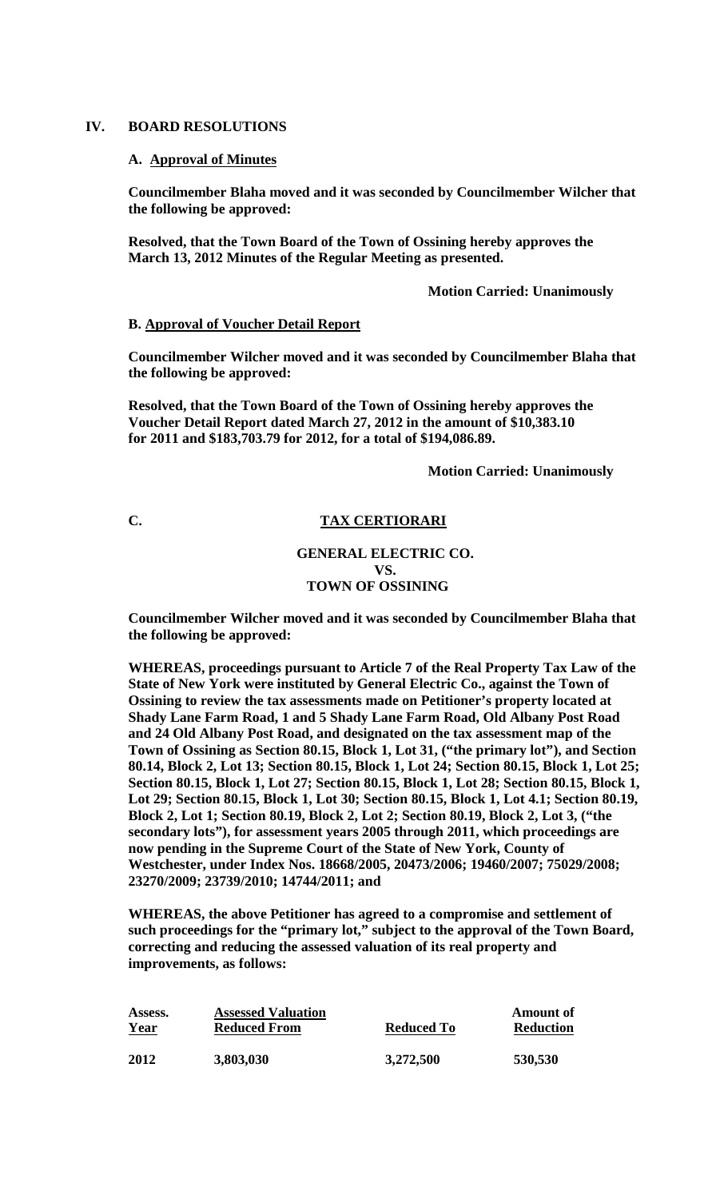## IV. BOARD RESOLUTIONS

### A. Approval of Minutes

**Councilmember Blaha moved and it was seconded by Councilmember Wilcher that the following be approved:**

**Resolved, that the Town Board of the Town of Ossining hereby approves the March 13, 2012 Minutes of the Regular Meeting as presented.**

**Motion Carried: Unanimously**

### B. Approval of Voucher Detail Report

**Councilmember Wilcher moved and it was seconded by Councilmember Blaha that the following be approved:**

**Resolved, that the Town Board of the Town of Ossining hereby approves the Voucher Detail Report dated March 27, 2012 in the amount of $10,383.10 for 2011 and $183,703.79 for 2012, for a total of $194,086.89.**

**Motion Carried: Unanimously**

### C. TAX CERTIORARI

**GENERAL ELECTRIC CO.**
**VS.**
**TOWN OF OSSINING**

**Councilmember Wilcher moved and it was seconded by Councilmember Blaha that the following be approved:**

**WHEREAS, proceedings pursuant to Article 7 of the Real Property Tax Law of the State of New York were instituted by General Electric Co., against the Town of Ossining to review the tax assessments made on Petitioner's property located at Shady Lane Farm Road, 1 and 5 Shady Lane Farm Road, Old Albany Post Road and 24 Old Albany Post Road, and designated on the tax assessment map of the Town of Ossining as Section 80.15, Block 1, Lot 31, ("the primary lot"), and Section 80.14, Block 2, Lot 13; Section 80.15, Block 1, Lot 24; Section 80.15, Block 1, Lot 25; Section 80.15, Block 1, Lot 27; Section 80.15, Block 1, Lot 28; Section 80.15, Block 1, Lot 29; Section 80.15, Block 1, Lot 30; Section 80.15, Block 1, Lot 4.1; Section 80.19, Block 2, Lot 1; Section 80.19, Block 2, Lot 2; Section 80.19, Block 2, Lot 3, ("the secondary lots"), for assessment years 2005 through 2011, which proceedings are now pending in the Supreme Court of the State of New York, County of Westchester, under Index Nos. 18668/2005, 20473/2006; 19460/2007; 75029/2008; 23270/2009; 23739/2010; 14744/2011; and**

**WHEREAS, the above Petitioner has agreed to a compromise and settlement of such proceedings for the "primary lot," subject to the approval of the Town Board, correcting and reducing the assessed valuation of its real property and improvements, as follows:**

| Assess. Year | Assessed Valuation Reduced From | Reduced To | Amount of Reduction |
|---|---|---|---|
| 2012 | 3,803,030 | 3,272,500 | 530,530 |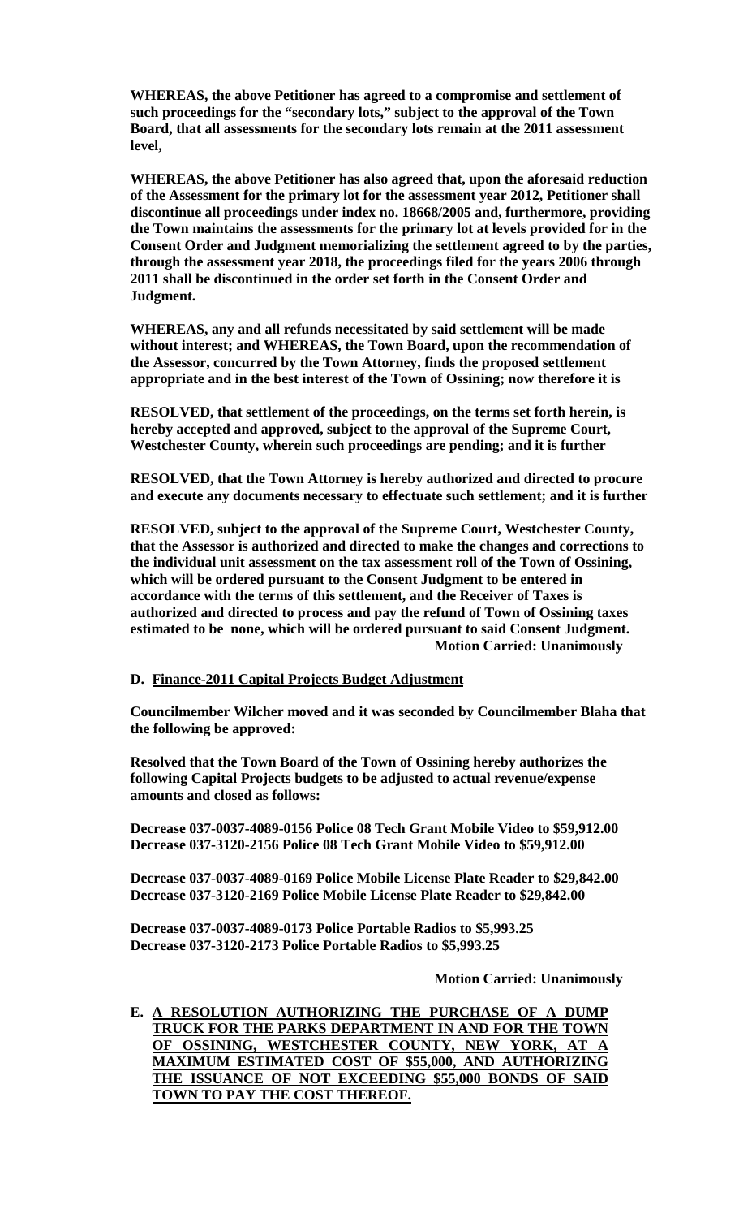**WHEREAS, the above Petitioner has agreed to a compromise and settlement of such proceedings for the "secondary lots," subject to the approval of the Town Board, that all assessments for the secondary lots remain at the 2011 assessment level,**

**WHEREAS, the above Petitioner has also agreed that, upon the aforesaid reduction of the Assessment for the primary lot for the assessment year 2012, Petitioner shall discontinue all proceedings under index no. 18668/2005 and, furthermore, providing the Town maintains the assessments for the primary lot at levels provided for in the Consent Order and Judgment memorializing the settlement agreed to by the parties, through the assessment year 2018, the proceedings filed for the years 2006 through 2011 shall be discontinued in the order set forth in the Consent Order and Judgment.**

**WHEREAS, any and all refunds necessitated by said settlement will be made without interest; and WHEREAS, the Town Board, upon the recommendation of the Assessor, concurred by the Town Attorney, finds the proposed settlement appropriate and in the best interest of the Town of Ossining; now therefore it is**

**RESOLVED, that settlement of the proceedings, on the terms set forth herein, is hereby accepted and approved, subject to the approval of the Supreme Court, Westchester County, wherein such proceedings are pending; and it is further**

**RESOLVED, that the Town Attorney is hereby authorized and directed to procure and execute any documents necessary to effectuate such settlement; and it is further**

**RESOLVED, subject to the approval of the Supreme Court, Westchester County, that the Assessor is authorized and directed to make the changes and corrections to the individual unit assessment on the tax assessment roll of the Town of Ossining, which will be ordered pursuant to the Consent Judgment to be entered in accordance with the terms of this settlement, and the Receiver of Taxes is authorized and directed to process and pay the refund of Town of Ossining taxes estimated to be none, which will be ordered pursuant to said Consent Judgment.**

**Motion Carried: Unanimously**

**D. Finance-2011 Capital Projects Budget Adjustment**

**Councilmember Wilcher moved and it was seconded by Councilmember Blaha that the following be approved:**

**Resolved that the Town Board of the Town of Ossining hereby authorizes the following Capital Projects budgets to be adjusted to actual revenue/expense amounts and closed as follows:**

**Decrease 037-0037-4089-0156 Police 08 Tech Grant Mobile Video to $59,912.00**
**Decrease 037-3120-2156 Police 08 Tech Grant Mobile Video to $59,912.00**

**Decrease 037-0037-4089-0169 Police Mobile License Plate Reader to $29,842.00**
**Decrease 037-3120-2169 Police Mobile License Plate Reader to $29,842.00**

**Decrease 037-0037-4089-0173 Police Portable Radios to $5,993.25**
**Decrease 037-3120-2173 Police Portable Radios to $5,993.25**

**Motion Carried: Unanimously**

**E. A RESOLUTION AUTHORIZING THE PURCHASE OF A DUMP TRUCK FOR THE PARKS DEPARTMENT IN AND FOR THE TOWN OF OSSINING, WESTCHESTER COUNTY, NEW YORK, AT A MAXIMUM ESTIMATED COST OF $55,000, AND AUTHORIZING THE ISSUANCE OF NOT EXCEEDING $55,000 BONDS OF SAID TOWN TO PAY THE COST THEREOF.**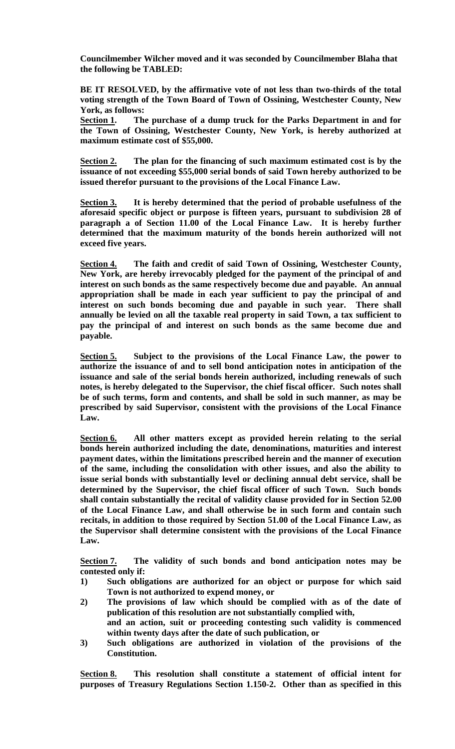**Councilmember Wilcher moved and it was seconded by Councilmember Blaha that the following be TABLED:**

**BE IT RESOLVED, by the affirmative vote of not less than two-thirds of the total voting strength of the Town Board of Town of Ossining, Westchester County, New York, as follows:**

**Section 1.** **The purchase of a dump truck for the Parks Department in and for the Town of Ossining, Westchester County, New York, is hereby authorized at maximum estimate cost of $55,000.**

**Section 2.** **The plan for the financing of such maximum estimated cost is by the issuance of not exceeding $55,000 serial bonds of said Town hereby authorized to be issued therefor pursuant to the provisions of the Local Finance Law.**

**Section 3.** **It is hereby determined that the period of probable usefulness of the aforesaid specific object or purpose is fifteen years, pursuant to subdivision 28 of paragraph a of Section 11.00 of the Local Finance Law. It is hereby further determined that the maximum maturity of the bonds herein authorized will not exceed five years.**

**Section 4.** **The faith and credit of said Town of Ossining, Westchester County, New York, are hereby irrevocably pledged for the payment of the principal of and interest on such bonds as the same respectively become due and payable. An annual appropriation shall be made in each year sufficient to pay the principal of and interest on such bonds becoming due and payable in such year. There shall annually be levied on all the taxable real property in said Town, a tax sufficient to pay the principal of and interest on such bonds as the same become due and payable.**

**Section 5.** **Subject to the provisions of the Local Finance Law, the power to authorize the issuance of and to sell bond anticipation notes in anticipation of the issuance and sale of the serial bonds herein authorized, including renewals of such notes, is hereby delegated to the Supervisor, the chief fiscal officer. Such notes shall be of such terms, form and contents, and shall be sold in such manner, as may be prescribed by said Supervisor, consistent with the provisions of the Local Finance Law.**

**Section 6.** **All other matters except as provided herein relating to the serial bonds herein authorized including the date, denominations, maturities and interest payment dates, within the limitations prescribed herein and the manner of execution of the same, including the consolidation with other issues, and also the ability to issue serial bonds with substantially level or declining annual debt service, shall be determined by the Supervisor, the chief fiscal officer of such Town. Such bonds shall contain substantially the recital of validity clause provided for in Section 52.00 of the Local Finance Law, and shall otherwise be in such form and contain such recitals, in addition to those required by Section 51.00 of the Local Finance Law, as the Supervisor shall determine consistent with the provisions of the Local Finance Law.**

**Section 7.** **The validity of such bonds and bond anticipation notes may be contested only if:**

1) **Such obligations are authorized for an object or purpose for which said Town is not authorized to expend money, or**
2) **The provisions of law which should be complied with as of the date of publication of this resolution are not substantially complied with,**
   **and an action, suit or proceeding contesting such validity is commenced within twenty days after the date of such publication, or**
3) **Such obligations are authorized in violation of the provisions of the Constitution.**

**Section 8.** **This resolution shall constitute a statement of official intent for purposes of Treasury Regulations Section 1.150-2. Other than as specified in this**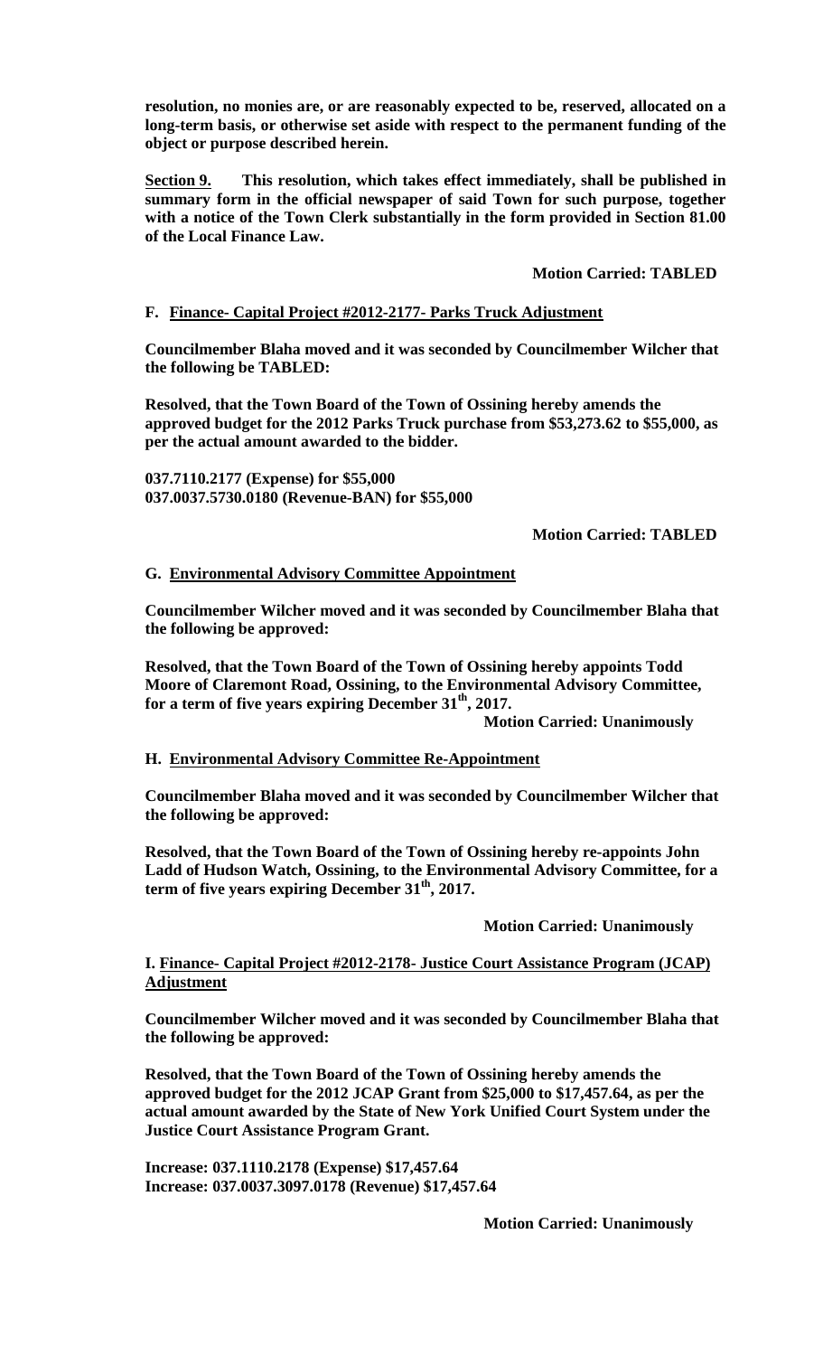**resolution, no monies are, or are reasonably expected to be, reserved, allocated on a long-term basis, or otherwise set aside with respect to the permanent funding of the object or purpose described herein.**

**Section 9.** **This resolution, which takes effect immediately, shall be published in summary form in the official newspaper of said Town for such purpose, together with a notice of the Town Clerk substantially in the form provided in Section 81.00 of the Local Finance Law.**

**Motion Carried: TABLED**

**F. Finance- Capital Project #2012-2177- Parks Truck Adjustment**

**Councilmember Blaha moved and it was seconded by Councilmember Wilcher that the following be TABLED:**

**Resolved, that the Town Board of the Town of Ossining hereby amends the approved budget for the 2012 Parks Truck purchase from $53,273.62 to $55,000, as per the actual amount awarded to the bidder.**

**037.7110.2177 (Expense) for $55,000**
**037.0037.5730.0180 (Revenue-BAN) for $55,000**

**Motion Carried: TABLED**

**G. Environmental Advisory Committee Appointment**

**Councilmember Wilcher moved and it was seconded by Councilmember Blaha that the following be approved:**

**Resolved, that the Town Board of the Town of Ossining hereby appoints Todd Moore of Claremont Road, Ossining, to the Environmental Advisory Committee, for a term of five years expiring December 31st, 2017.**

**Motion Carried: Unanimously**

**H. Environmental Advisory Committee Re-Appointment**

**Councilmember Blaha moved and it was seconded by Councilmember Wilcher that the following be approved:**

**Resolved, that the Town Board of the Town of Ossining hereby re-appoints John Ladd of Hudson Watch, Ossining, to the Environmental Advisory Committee, for a term of five years expiring December 31st, 2017.**

**Motion Carried: Unanimously**

**I. Finance- Capital Project #2012-2178- Justice Court Assistance Program (JCAP) Adjustment**

**Councilmember Wilcher moved and it was seconded by Councilmember Blaha that the following be approved:**

**Resolved, that the Town Board of the Town of Ossining hereby amends the approved budget for the 2012 JCAP Grant from $25,000 to $17,457.64, as per the actual amount awarded by the State of New York Unified Court System under the Justice Court Assistance Program Grant.**

**Increase: 037.1110.2178 (Expense) $17,457.64**
**Increase: 037.0037.3097.0178 (Revenue) $17,457.64**

**Motion Carried: Unanimously**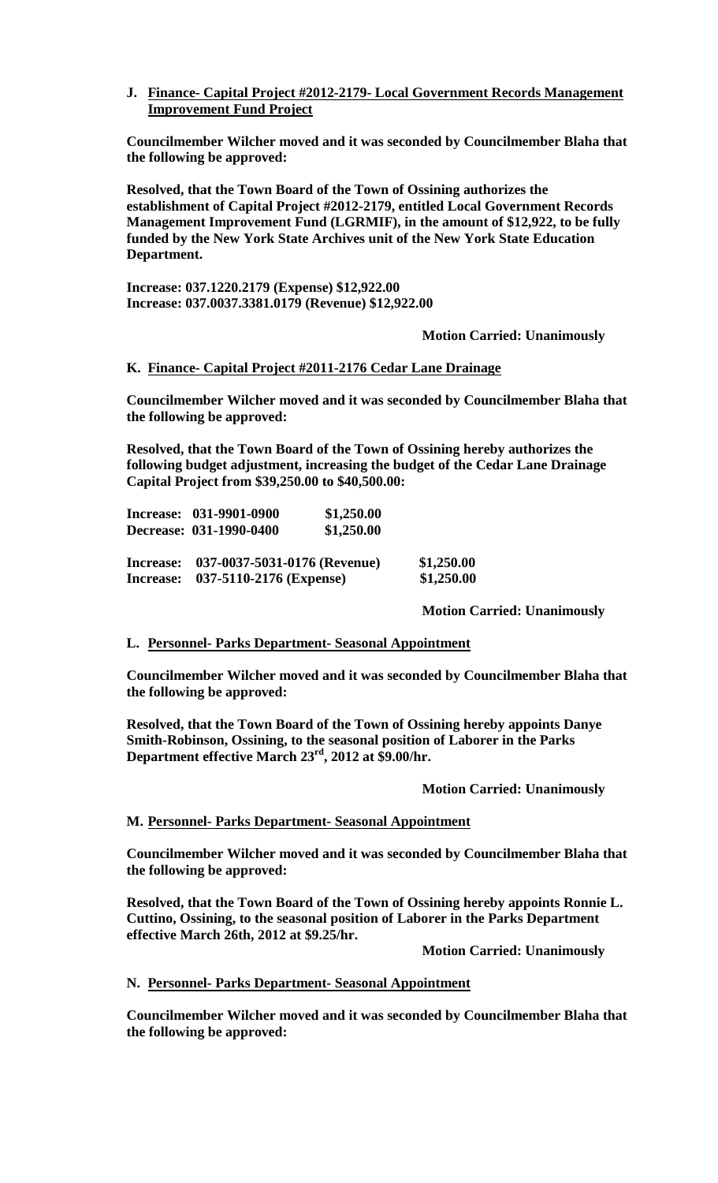**J. <u>Finance- Capital Project #2012-2179- Local Government Records Management Improvement Fund Project</u>**

**Councilmember Wilcher moved and it was seconded by Councilmember Blaha that the following be approved:**

**Resolved, that the Town Board of the Town of Ossining authorizes the establishment of Capital Project #2012-2179, entitled Local Government Records Management Improvement Fund (LGRMIF), in the amount of $12,922, to be fully funded by the New York State Archives unit of the New York State Education Department.**

**Increase: 037.1220.2179 (Expense) $12,922.00**
**Increase: 037.0037.3381.0179 (Revenue) $12,922.00**

**Motion Carried: Unanimously**

**K. <u>Finance- Capital Project #2011-2176 Cedar Lane Drainage</u>**

**Councilmember Wilcher moved and it was seconded by Councilmember Blaha that the following be approved:**

**Resolved, that the Town Board of the Town of Ossining hereby authorizes the following budget adjustment, increasing the budget of the Cedar Lane Drainage Capital Project from $39,250.00 to $40,500.00:**

**Increase: 031-9901-0900 $1,250.00**
**Decrease: 031-1990-0400 $1,250.00**

**Increase: 037-0037-5031-0176 (Revenue) $1,250.00**
**Increase: 037-5110-2176 (Expense) $1,250.00**

**Motion Carried: Unanimously**

**L. <u>Personnel- Parks Department- Seasonal Appointment</u>**

**Councilmember Wilcher moved and it was seconded by Councilmember Blaha that the following be approved:**

**Resolved, that the Town Board of the Town of Ossining hereby appoints Danye Smith-Robinson, Ossining, to the seasonal position of Laborer in the Parks Department effective March 23rd, 2012 at $9.00/hr.**

**Motion Carried: Unanimously**

**M. <u>Personnel- Parks Department- Seasonal Appointment</u>**

**Councilmember Wilcher moved and it was seconded by Councilmember Blaha that the following be approved:**

**Resolved, that the Town Board of the Town of Ossining hereby appoints Ronnie L. Cuttino, Ossining, to the seasonal position of Laborer in the Parks Department effective March 26th, 2012 at $9.25/hr.**

**Motion Carried: Unanimously**

**N. <u>Personnel- Parks Department- Seasonal Appointment</u>**

**Councilmember Wilcher moved and it was seconded by Councilmember Blaha that the following be approved:**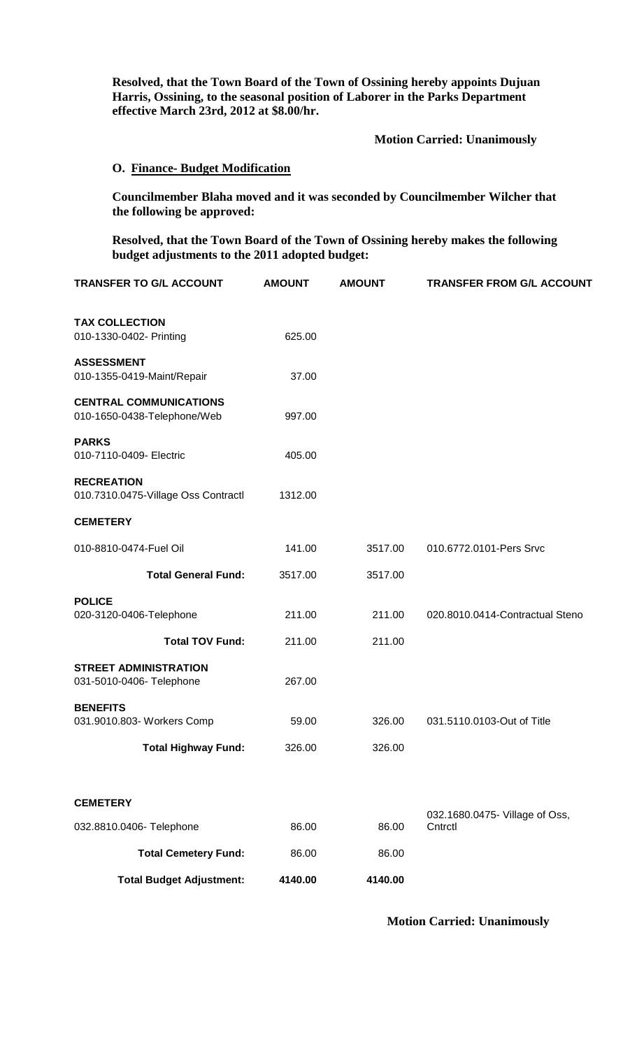**Resolved, that the Town Board of the Town of Ossining hereby appoints Dujuan Harris, Ossining, to the seasonal position of Laborer in the Parks Department effective March 23rd, 2012 at $8.00/hr.**

**Motion Carried: Unanimously**

**O. Finance- Budget Modification**

**Councilmember Blaha moved and it was seconded by Councilmember Wilcher that the following be approved:**

**Resolved, that the Town Board of the Town of Ossining hereby makes the following budget adjustments to the 2011 adopted budget:**

| TRANSFER TO G/L ACCOUNT | AMOUNT | AMOUNT | TRANSFER FROM G/L ACCOUNT |
|---|---|---|---|
| **TAX COLLECTION** | | | |
| 010-1330-0402- Printing | 625.00 | | |
| **ASSESSMENT** | | | |
| 010-1355-0419-Maint/Repair | 37.00 | | |
| **CENTRAL COMMUNICATIONS** | | | |
| 010-1650-0438-Telephone/Web | 997.00 | | |
| **PARKS** | | | |
| 010-7110-0409- Electric | 405.00 | | |
| **RECREATION** | | | |
| 010.7310.0475-Village Oss Contractl | 1312.00 | | |
| **CEMETERY** | | | |
| 010-8810-0474-Fuel Oil | 141.00 | 3517.00 | 010.6772.0101-Pers Srvc |
| **Total General Fund:** | 3517.00 | 3517.00 | |
| **POLICE** | | | |
| 020-3120-0406-Telephone | 211.00 | 211.00 | 020.8010.0414-Contractual Steno |
| **Total TOV Fund:** | 211.00 | 211.00 | |
| **STREET ADMINISTRATION** | | | |
| 031-5010-0406- Telephone | 267.00 | | |
| **BENEFITS** | | | |
| 031.9010.803- Workers Comp | 59.00 | 326.00 | 031.5110.0103-Out of Title |
| **Total Highway Fund:** | 326.00 | 326.00 | |
| **CEMETERY** | | | |
| 032.8810.0406- Telephone | 86.00 | 86.00 | 032.1680.0475- Village of Oss, Cntrctl |
| **Total Cemetery Fund:** | 86.00 | 86.00 | |
| **Total Budget Adjustment:** | **4140.00** | **4140.00** | |

**Motion Carried: Unanimously**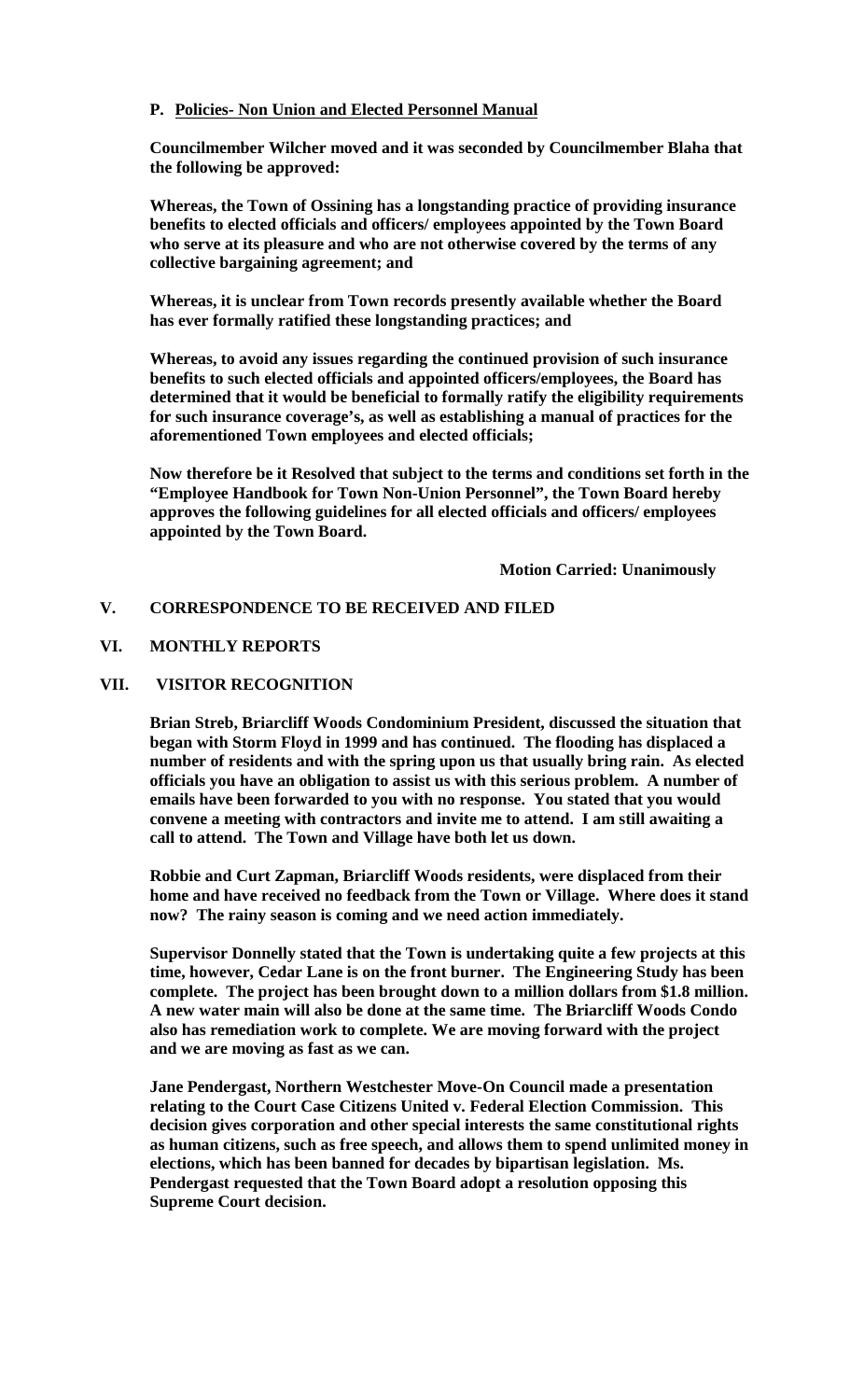**P. Policies- Non Union and Elected Personnel Manual**

**Councilmember Wilcher moved and it was seconded by Councilmember Blaha that the following be approved:**

**Whereas, the Town of Ossining has a longstanding practice of providing insurance benefits to elected officials and officers/ employees appointed by the Town Board who serve at its pleasure and who are not otherwise covered by the terms of any collective bargaining agreement; and**

**Whereas, it is unclear from Town records presently available whether the Board has ever formally ratified these longstanding practices; and**

**Whereas, to avoid any issues regarding the continued provision of such insurance benefits to such elected officials and appointed officers/employees, the Board has determined that it would be beneficial to formally ratify the eligibility requirements for such insurance coverage's, as well as establishing a manual of practices for the aforementioned Town employees and elected officials;**

**Now therefore be it Resolved that subject to the terms and conditions set forth in the "Employee Handbook for Town Non-Union Personnel", the Town Board hereby approves the following guidelines for all elected officials and officers/ employees appointed by the Town Board.**

**Motion Carried: Unanimously**

## V. CORRESPONDENCE TO BE RECEIVED AND FILED

## VI. MONTHLY REPORTS

## VII. VISITOR RECOGNITION

**Brian Streb, Briarcliff Woods Condominium President, discussed the situation that began with Storm Floyd in 1999 and has continued. The flooding has displaced a number of residents and with the spring upon us that usually bring rain. As elected officials you have an obligation to assist us with this serious problem. A number of emails have been forwarded to you with no response. You stated that you would convene a meeting with contractors and invite me to attend. I am still awaiting a call to attend. The Town and Village have both let us down.**

**Robbie and Curt Zapman, Briarcliff Woods residents, were displaced from their home and have received no feedback from the Town or Village. Where does it stand now? The rainy season is coming and we need action immediately.**

**Supervisor Donnelly stated that the Town is undertaking quite a few projects at this time, however, Cedar Lane is on the front burner. The Engineering Study has been complete. The project has been brought down to a million dollars from $1.8 million. A new water main will also be done at the same time. The Briarcliff Woods Condo also has remediation work to complete. We are moving forward with the project and we are moving as fast as we can.**

**Jane Pendergast, Northern Westchester Move-On Council made a presentation relating to the Court Case Citizens United v. Federal Election Commission. This decision gives corporation and other special interests the same constitutional rights as human citizens, such as free speech, and allows them to spend unlimited money in elections, which has been banned for decades by bipartisan legislation. Ms. Pendergast requested that the Town Board adopt a resolution opposing this Supreme Court decision.**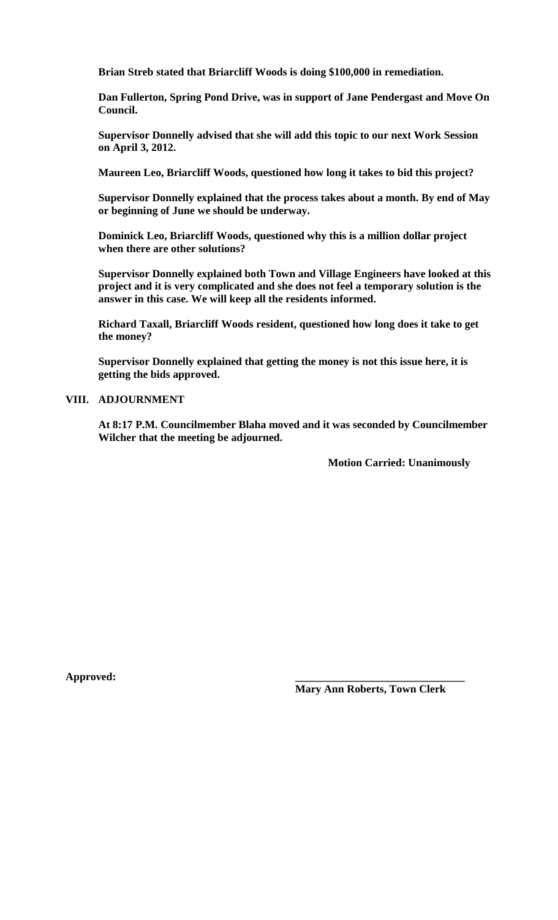**Brian Streb stated that Briarcliff Woods is doing $100,000 in remediation.**

**Dan Fullerton, Spring Pond Drive, was in support of Jane Pendergast and Move On Council.**

**Supervisor Donnelly advised that she will add this topic to our next Work Session on April 3, 2012.**

**Maureen Leo, Briarcliff Woods, questioned how long it takes to bid this project?**

**Supervisor Donnelly explained that the process takes about a month. By end of May or beginning of June we should be underway.**

**Dominick Leo, Briarcliff Woods, questioned why this is a million dollar project when there are other solutions?**

**Supervisor Donnelly explained both Town and Village Engineers have looked at this project and it is very complicated and she does not feel a temporary solution is the answer in this case. We will keep all the residents informed.**

**Richard Taxall, Briarcliff Woods resident, questioned how long does it take to get the money?**

**Supervisor Donnelly explained that getting the money is not this issue here, it is getting the bids approved.**

## VIII. ADJOURNMENT

**At 8:17 P.M. Councilmember Blaha moved and it was seconded by Councilmember Wilcher that the meeting be adjourned.**

**Motion Carried: Unanimously**

**Approved:** \_\_\_\_\_\_\_\_\_\_\_\_\_\_\_\_\_\_\_\_\_\_\_\_\_\_\_\_\_\_\_

**Mary Ann Roberts, Town Clerk**